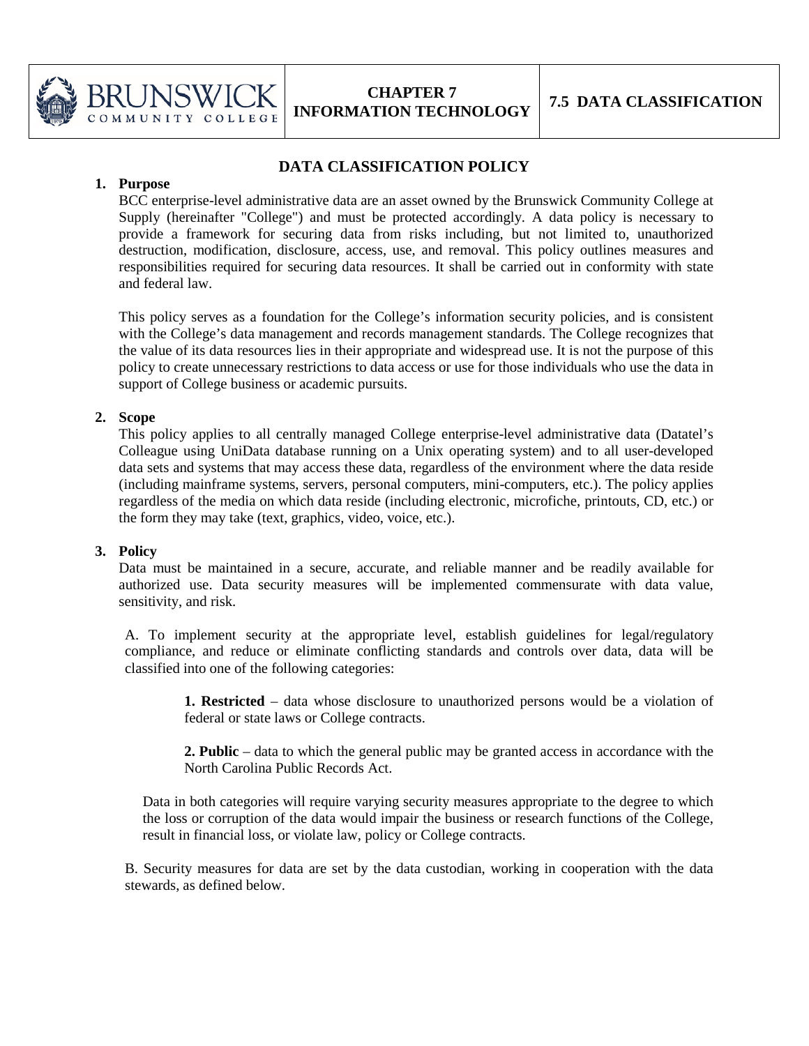# DATA CLASSIFICATION POLICY

## 1. Purpose

BCC enterprise-level administrative data are an asset owned by the Brunswick Community College at Supply (hereinafter "College") and must be protected accordingly. A data policy is necessary to provide a framework for securing data from risks including, but not limited to, unauthorized destruction, modification, disclosure, access, use, and removal. This policy outlines measures and responsibilities required for securing data resources. It shall be carried out in conformity with state and federal law.

This policy serves as a foundation for the College's information security policies, and is consistent with the College's data management and records management standards. The College recognizes that the value of its data resources lies in their appropriate and widespread use. It is not the purpose of this policy to create unnecessary restrictions to data access or use for those individuals who use the data in support of College business or academic pursuits.

## 2. Scope

This policy applies to all centrally managed College enterprise-level administrative data (Datatel's Colleague using UniData database running on a Unix operating system) and to all user-developed data sets and systems that may access these data, regardless of the environment where the data reside (including mainframe systems, servers, personal computers, mini-computers, etc.). The policy applies regardless of the media on which data reside (including electronic, microfiche, printouts, CD, etc.) or the form they may take (text, graphics, video, voice, etc.).

## 3. Policy

Data must be maintained in a secure, accurate, and reliable manner and be readily available for authorized use. Data security measures will be implemented commensurate with data value, sensitivity, and risk.

A. To implement security at the appropriate level, establish guidelines for legal/regulatory compliance, and reduce or eliminate conflicting standards and controls over data, data will be classified into one of the following categories:

**1. Restricted** – data whose disclosure to unauthorized persons would be a violation of federal or state laws or College contracts.

**2. Public** – data to which the general public may be granted access in accordance with the North Carolina Public Records Act.

Data in both categories will require varying security measures appropriate to the degree to which the loss or corruption of the data would impair the business or research functions of the College, result in financial loss, or violate law, policy or College contracts.

B. Security measures for data are set by the data custodian, working in cooperation with the data stewards, as defined below.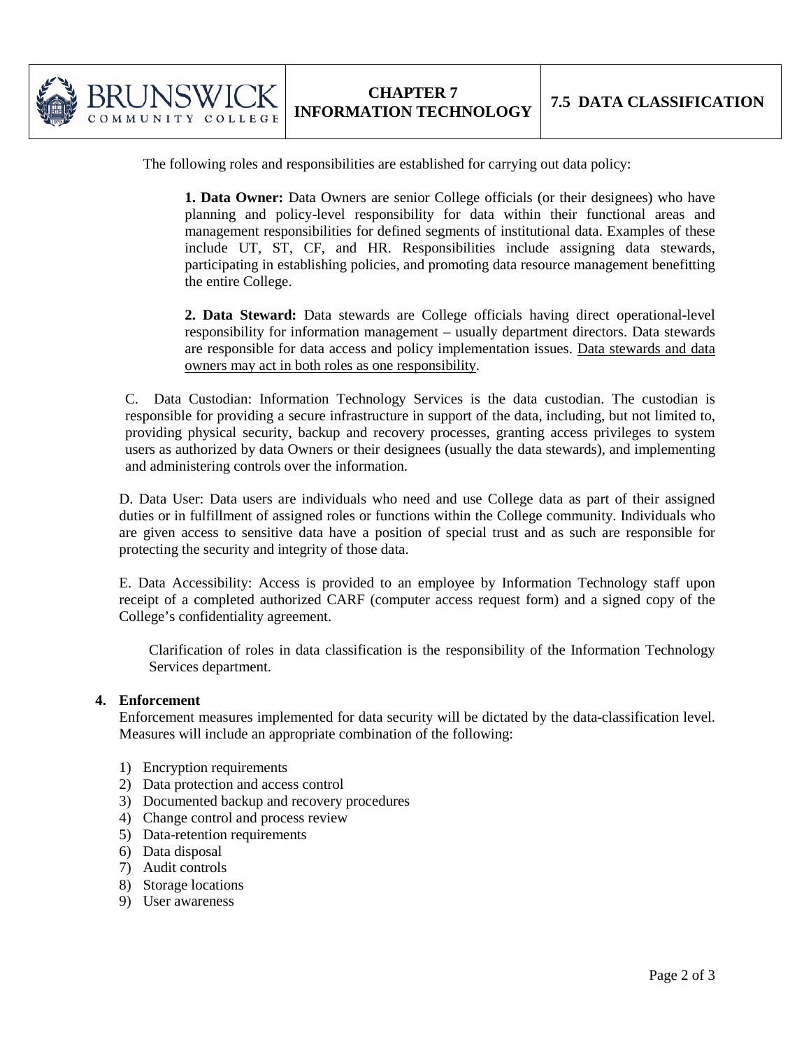The following roles and responsibilities are established for carrying out data policy:

**1. Data Owner:** Data Owners are senior College officials (or their designees) who have planning and policy-level responsibility for data within their functional areas and management responsibilities for defined segments of institutional data. Examples of these include UT, ST, CF, and HR. Responsibilities include assigning data stewards, participating in establishing policies, and promoting data resource management benefitting the entire College.

**2. Data Steward:** Data stewards are College officials having direct operational-level responsibility for information management – usually department directors. Data stewards are responsible for data access and policy implementation issues. <u>Data stewards and data owners may act in both roles as one responsibility</u>.

C. Data Custodian: Information Technology Services is the data custodian. The custodian is responsible for providing a secure infrastructure in support of the data, including, but not limited to, providing physical security, backup and recovery processes, granting access privileges to system users as authorized by data Owners or their designees (usually the data stewards), and implementing and administering controls over the information.

D. Data User: Data users are individuals who need and use College data as part of their assigned duties or in fulfillment of assigned roles or functions within the College community. Individuals who are given access to sensitive data have a position of special trust and as such are responsible for protecting the security and integrity of those data.

E. Data Accessibility: Access is provided to an employee by Information Technology staff upon receipt of a completed authorized CARF (computer access request form) and a signed copy of the College's confidentiality agreement.

Clarification of roles in data classification is the responsibility of the Information Technology Services department.

**4. Enforcement**

Enforcement measures implemented for data security will be dictated by the data-classification level. Measures will include an appropriate combination of the following:

1) Encryption requirements
2) Data protection and access control
3) Documented backup and recovery procedures
4) Change control and process review
5) Data-retention requirements
6) Data disposal
7) Audit controls
8) Storage locations
9) User awareness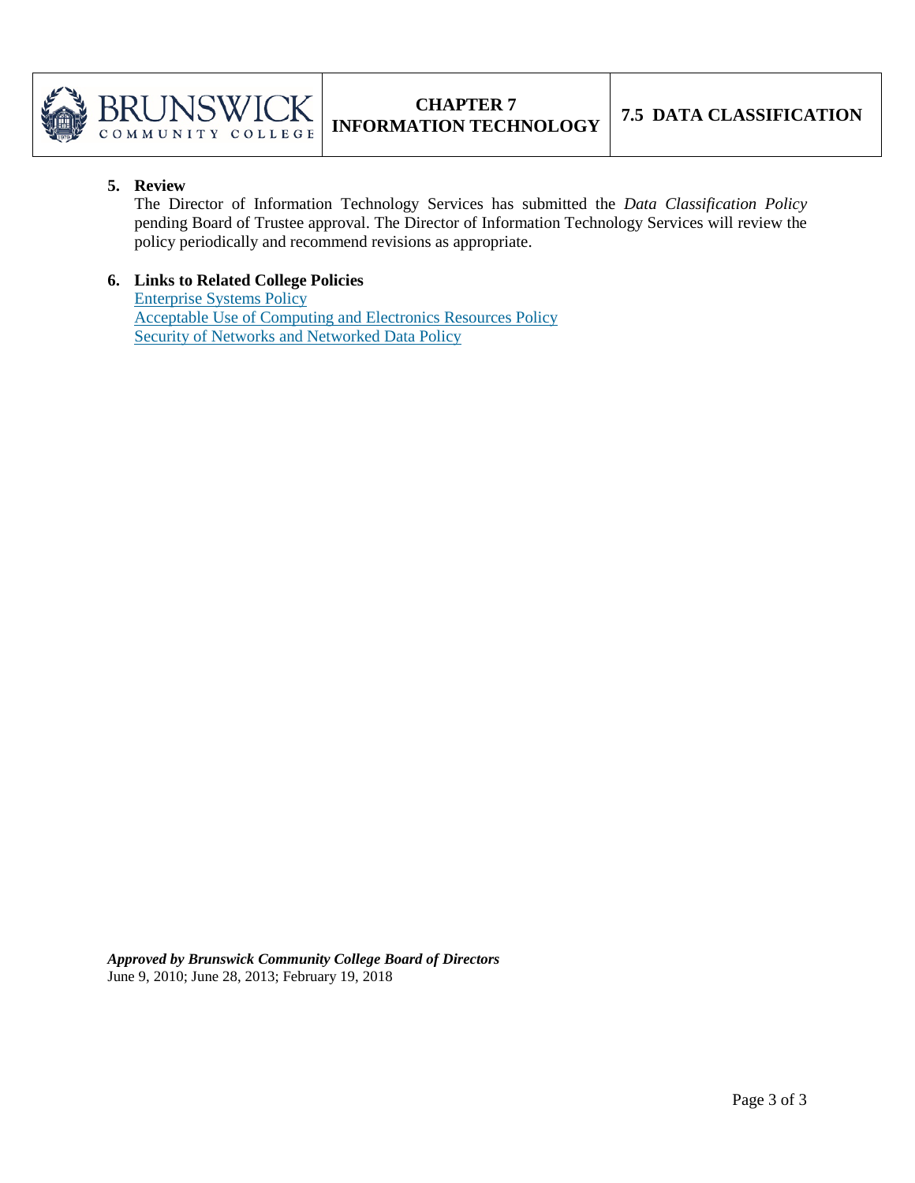## 5. Review

The Director of Information Technology Services has submitted the *Data Classification Policy* pending Board of Trustee approval. The Director of Information Technology Services will review the policy periodically and recommend revisions as appropriate.

## 6. Links to Related College Policies

Enterprise Systems Policy
Acceptable Use of Computing and Electronics Resources Policy
Security of Networks and Networked Data Policy

***Approved by Brunswick Community College Board of Directors***
June 9, 2010; June 28, 2013; February 19, 2018